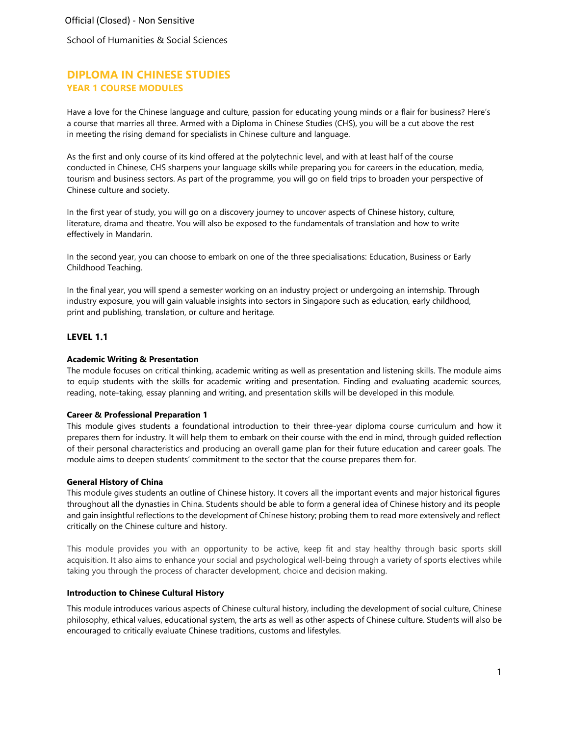Official (Closed) - Non Sensitive

School of Humanities & Social Sciences

# DIPLOMA IN CHINESE STUDIES

## YEAR 1 COURSE MODULES

Have a love for the Chinese language and culture, passion for educating young minds or a flair for business? Here's a course that marries all three. Armed with a Diploma in Chinese Studies (CHS), you will be a cut above the rest in meeting the rising demand for specialists in Chinese culture and language.

As the first and only course of its kind offered at the polytechnic level, and with at least half of the course conducted in Chinese, CHS sharpens your language skills while preparing you for careers in the education, media, tourism and business sectors. As part of the programme, you will go on field trips to broaden your perspective of Chinese culture and society.

In the first year of study, you will go on a discovery journey to uncover aspects of Chinese history, culture, literature, drama and theatre. You will also be exposed to the fundamentals of translation and how to write effectively in Mandarin.

In the second year, you can choose to embark on one of the three specialisations: Education, Business or Early Childhood Teaching.

In the final year, you will spend a semester working on an industry project or undergoing an internship. Through industry exposure, you will gain valuable insights into sectors in Singapore such as education, early childhood, print and publishing, translation, or culture and heritage.

### LEVEL 1.1

**Academic Writing & Presentation**

The module focuses on critical thinking, academic writing as well as presentation and listening skills. The module aims to equip students with the skills for academic writing and presentation. Finding and evaluating academic sources, reading, note-taking, essay planning and writing, and presentation skills will be developed in this module.

**Career & Professional Preparation 1**

This module gives students a foundational introduction to their three-year diploma course curriculum and how it prepares them for industry. It will help them to embark on their course with the end in mind, through guided reflection of their personal characteristics and producing an overall game plan for their future education and career goals. The module aims to deepen students' commitment to the sector that the course prepares them for.

**General History of China**

This module gives students an outline of Chinese history. It covers all the important events and major historical figures throughout all the dynasties in China. Students should be able to form a general idea of Chinese history and its people and gain insightful reflections to the development of Chinese history; probing them to read more extensively and reflect critically on the Chinese culture and history.

This module provides you with an opportunity to be active, keep fit and stay healthy through basic sports skill acquisition. It also aims to enhance your social and psychological well-being through a variety of sports electives while taking you through the process of character development, choice and decision making.

**Introduction to Chinese Cultural History**

This module introduces various aspects of Chinese cultural history, including the development of social culture, Chinese philosophy, ethical values, educational system, the arts as well as other aspects of Chinese culture. Students will also be encouraged to critically evaluate Chinese traditions, customs and lifestyles.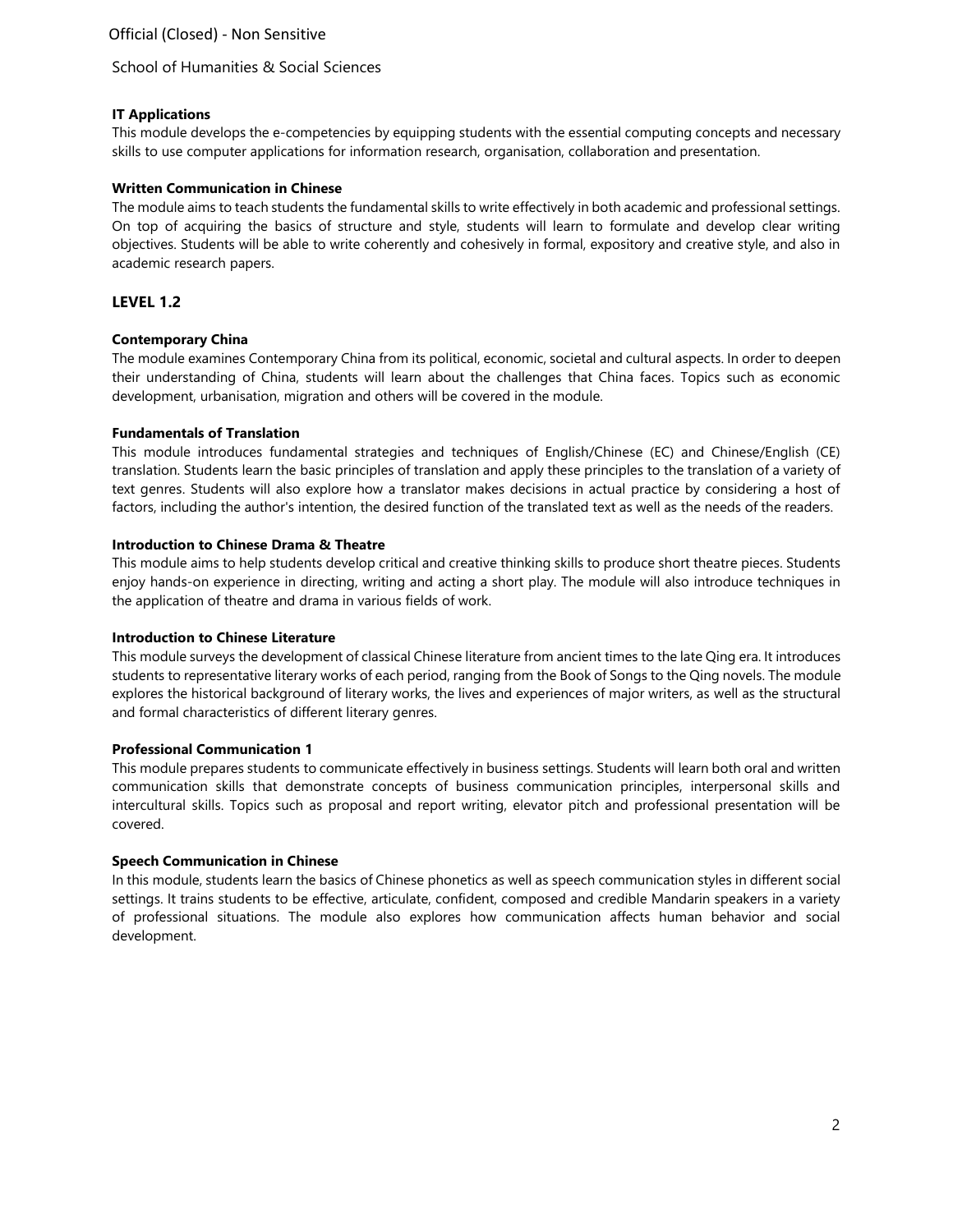**IT Applications**

This module develops the e-competencies by equipping students with the essential computing concepts and necessary skills to use computer applications for information research, organisation, collaboration and presentation.

**Written Communication in Chinese**

The module aims to teach students the fundamental skills to write effectively in both academic and professional settings. On top of acquiring the basics of structure and style, students will learn to formulate and develop clear writing objectives. Students will be able to write coherently and cohesively in formal, expository and creative style, and also in academic research papers.

## LEVEL 1.2

**Contemporary China**

The module examines Contemporary China from its political, economic, societal and cultural aspects. In order to deepen their understanding of China, students will learn about the challenges that China faces. Topics such as economic development, urbanisation, migration and others will be covered in the module.

**Fundamentals of Translation**

This module introduces fundamental strategies and techniques of English/Chinese (EC) and Chinese/English (CE) translation. Students learn the basic principles of translation and apply these principles to the translation of a variety of text genres. Students will also explore how a translator makes decisions in actual practice by considering a host of factors, including the author's intention, the desired function of the translated text as well as the needs of the readers.

**Introduction to Chinese Drama & Theatre**

This module aims to help students develop critical and creative thinking skills to produce short theatre pieces. Students enjoy hands-on experience in directing, writing and acting a short play. The module will also introduce techniques in the application of theatre and drama in various fields of work.

**Introduction to Chinese Literature**

This module surveys the development of classical Chinese literature from ancient times to the late Qing era. It introduces students to representative literary works of each period, ranging from the Book of Songs to the Qing novels. The module explores the historical background of literary works, the lives and experiences of major writers, as well as the structural and formal characteristics of different literary genres.

**Professional Communication 1**

This module prepares students to communicate effectively in business settings. Students will learn both oral and written communication skills that demonstrate concepts of business communication principles, interpersonal skills and intercultural skills. Topics such as proposal and report writing, elevator pitch and professional presentation will be covered.

**Speech Communication in Chinese**

In this module, students learn the basics of Chinese phonetics as well as speech communication styles in different social settings. It trains students to be effective, articulate, confident, composed and credible Mandarin speakers in a variety of professional situations. The module also explores how communication affects human behavior and social development.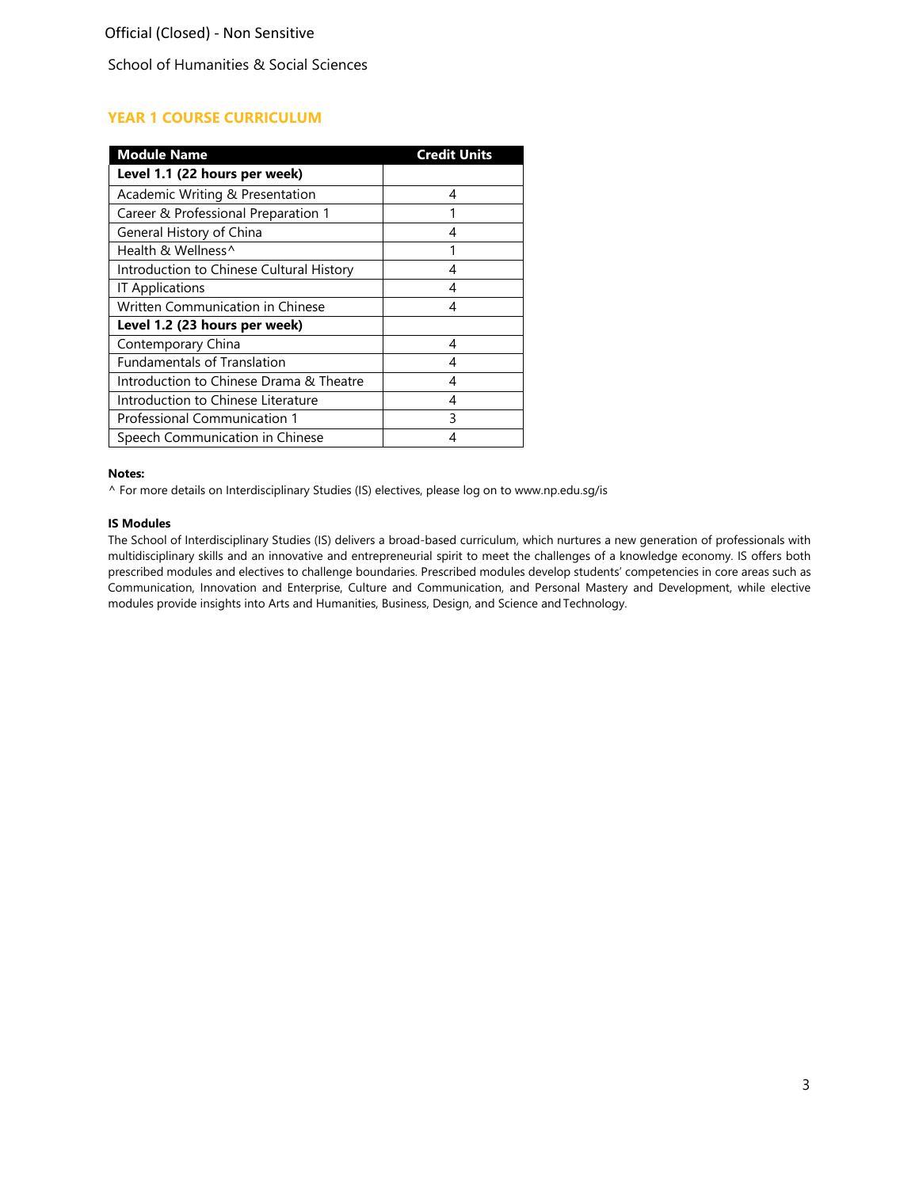## YEAR 1 COURSE CURRICULUM

| Module Name | Credit Units |
|---|---|
| **Level 1.1 (22 hours per week)** | |
| Academic Writing & Presentation | 4 |
| Career & Professional Preparation 1 | 1 |
| General History of China | 4 |
| Health & Wellness^ | 1 |
| Introduction to Chinese Cultural History | 4 |
| IT Applications | 4 |
| Written Communication in Chinese | 4 |
| **Level 1.2 (23 hours per week)** | |
| Contemporary China | 4 |
| Fundamentals of Translation | 4 |
| Introduction to Chinese Drama & Theatre | 4 |
| Introduction to Chinese Literature | 4 |
| Professional Communication 1 | 3 |
| Speech Communication in Chinese | 4 |

**Notes:**

^ For more details on Interdisciplinary Studies (IS) electives, please log on to www.np.edu.sg/is

**IS Modules**

The School of Interdisciplinary Studies (IS) delivers a broad-based curriculum, which nurtures a new generation of professionals with multidisciplinary skills and an innovative and entrepreneurial spirit to meet the challenges of a knowledge economy. IS offers both prescribed modules and electives to challenge boundaries. Prescribed modules develop students' competencies in core areas such as Communication, Innovation and Enterprise, Culture and Communication, and Personal Mastery and Development, while elective modules provide insights into Arts and Humanities, Business, Design, and Science and Technology.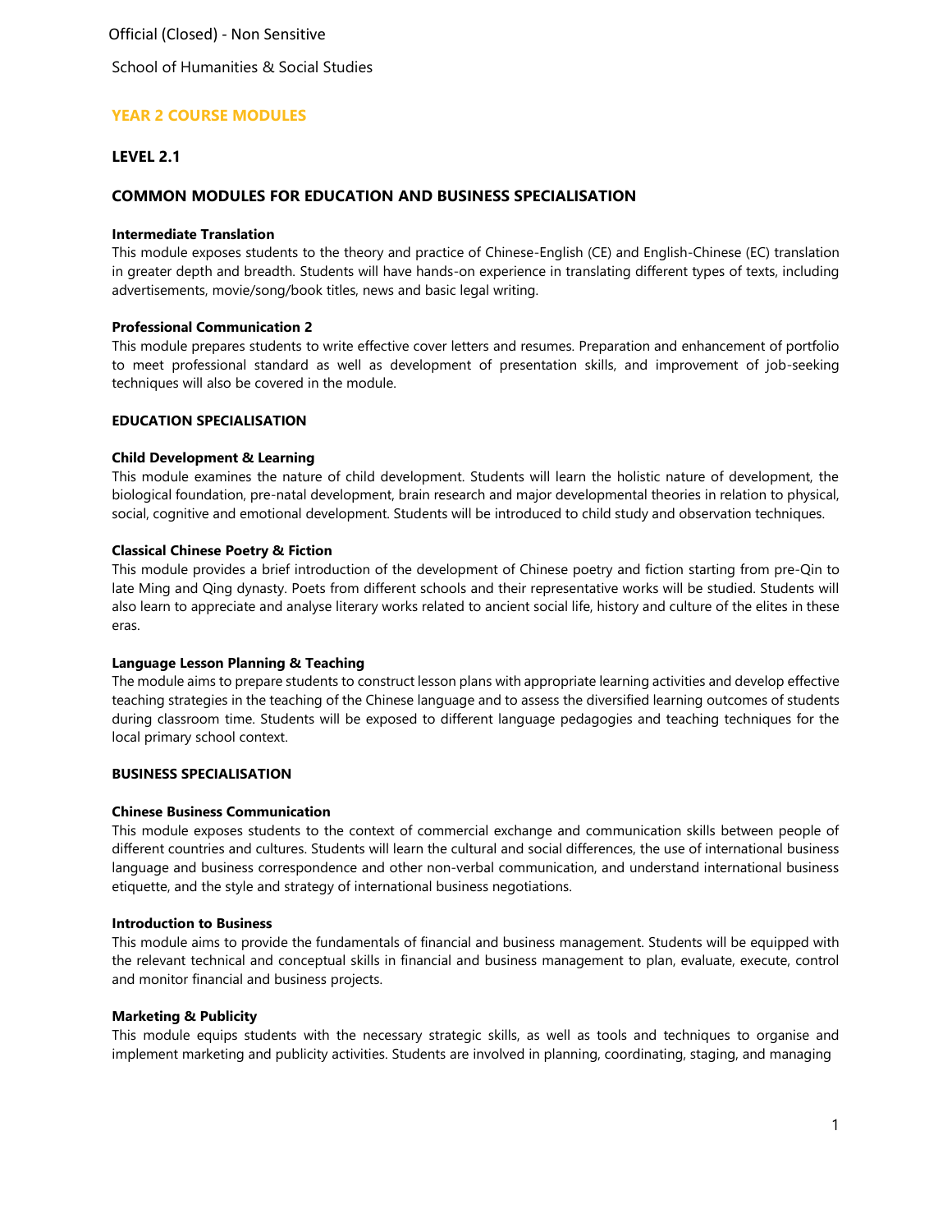Official (Closed) - Non Sensitive

School of Humanities & Social Studies

## YEAR 2 COURSE MODULES

### LEVEL 2.1

### COMMON MODULES FOR EDUCATION AND BUSINESS SPECIALISATION

**Intermediate Translation**

This module exposes students to the theory and practice of Chinese-English (CE) and English-Chinese (EC) translation in greater depth and breadth. Students will have hands-on experience in translating different types of texts, including advertisements, movie/song/book titles, news and basic legal writing.

**Professional Communication 2**

This module prepares students to write effective cover letters and resumes. Preparation and enhancement of portfolio to meet professional standard as well as development of presentation skills, and improvement of job-seeking techniques will also be covered in the module.

**EDUCATION SPECIALISATION**

**Child Development & Learning**

This module examines the nature of child development. Students will learn the holistic nature of development, the biological foundation, pre-natal development, brain research and major developmental theories in relation to physical, social, cognitive and emotional development. Students will be introduced to child study and observation techniques.

**Classical Chinese Poetry & Fiction**

This module provides a brief introduction of the development of Chinese poetry and fiction starting from pre-Qin to late Ming and Qing dynasty. Poets from different schools and their representative works will be studied. Students will also learn to appreciate and analyse literary works related to ancient social life, history and culture of the elites in these eras.

**Language Lesson Planning & Teaching**

The module aims to prepare students to construct lesson plans with appropriate learning activities and develop effective teaching strategies in the teaching of the Chinese language and to assess the diversified learning outcomes of students during classroom time. Students will be exposed to different language pedagogies and teaching techniques for the local primary school context.

**BUSINESS SPECIALISATION**

**Chinese Business Communication**

This module exposes students to the context of commercial exchange and communication skills between people of different countries and cultures. Students will learn the cultural and social differences, the use of international business language and business correspondence and other non-verbal communication, and understand international business etiquette, and the style and strategy of international business negotiations.

**Introduction to Business**

This module aims to provide the fundamentals of financial and business management. Students will be equipped with the relevant technical and conceptual skills in financial and business management to plan, evaluate, execute, control and monitor financial and business projects.

**Marketing & Publicity**

This module equips students with the necessary strategic skills, as well as tools and techniques to organise and implement marketing and publicity activities. Students are involved in planning, coordinating, staging, and managing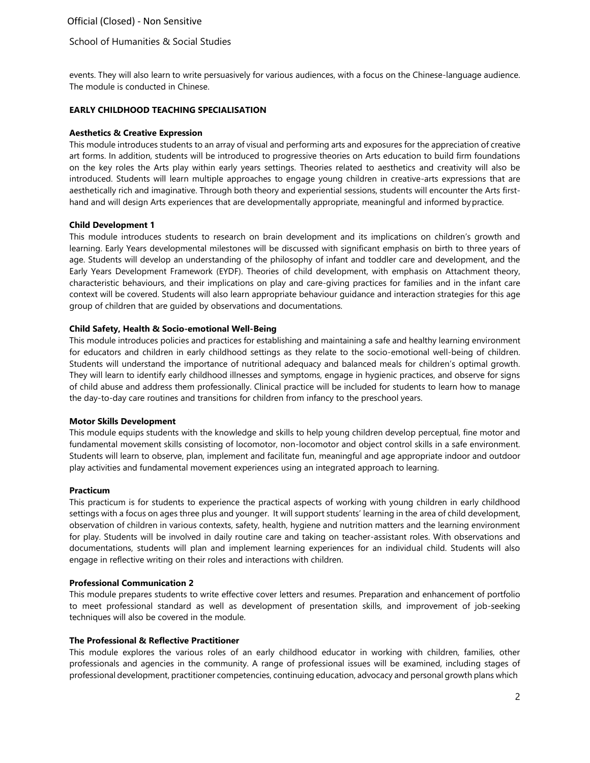events. They will also learn to write persuasively for various audiences, with a focus on the Chinese-language audience. The module is conducted in Chinese.

## EARLY CHILDHOOD TEACHING SPECIALISATION

### Aesthetics & Creative Expression

This module introduces students to an array of visual and performing arts and exposures for the appreciation of creative art forms. In addition, students will be introduced to progressive theories on Arts education to build firm foundations on the key roles the Arts play within early years settings. Theories related to aesthetics and creativity will also be introduced. Students will learn multiple approaches to engage young children in creative-arts expressions that are aesthetically rich and imaginative. Through both theory and experiential sessions, students will encounter the Arts first-hand and will design Arts experiences that are developmentally appropriate, meaningful and informed by practice.

### Child Development 1

This module introduces students to research on brain development and its implications on children's growth and learning. Early Years developmental milestones will be discussed with significant emphasis on birth to three years of age. Students will develop an understanding of the philosophy of infant and toddler care and development, and the Early Years Development Framework (EYDF). Theories of child development, with emphasis on Attachment theory, characteristic behaviours, and their implications on play and care-giving practices for families and in the infant care context will be covered. Students will also learn appropriate behaviour guidance and interaction strategies for this age group of children that are guided by observations and documentations.

### Child Safety, Health & Socio-emotional Well-Being

This module introduces policies and practices for establishing and maintaining a safe and healthy learning environment for educators and children in early childhood settings as they relate to the socio-emotional well-being of children. Students will understand the importance of nutritional adequacy and balanced meals for children's optimal growth. They will learn to identify early childhood illnesses and symptoms, engage in hygienic practices, and observe for signs of child abuse and address them professionally. Clinical practice will be included for students to learn how to manage the day-to-day care routines and transitions for children from infancy to the preschool years.

### Motor Skills Development

This module equips students with the knowledge and skills to help young children develop perceptual, fine motor and fundamental movement skills consisting of locomotor, non-locomotor and object control skills in a safe environment. Students will learn to observe, plan, implement and facilitate fun, meaningful and age appropriate indoor and outdoor play activities and fundamental movement experiences using an integrated approach to learning.

### Practicum

This practicum is for students to experience the practical aspects of working with young children in early childhood settings with a focus on ages three plus and younger. It will support students' learning in the area of child development, observation of children in various contexts, safety, health, hygiene and nutrition matters and the learning environment for play. Students will be involved in daily routine care and taking on teacher-assistant roles. With observations and documentations, students will plan and implement learning experiences for an individual child. Students will also engage in reflective writing on their roles and interactions with children.

### Professional Communication 2

This module prepares students to write effective cover letters and resumes. Preparation and enhancement of portfolio to meet professional standard as well as development of presentation skills, and improvement of job-seeking techniques will also be covered in the module.

### The Professional & Reflective Practitioner

This module explores the various roles of an early childhood educator in working with children, families, other professionals and agencies in the community. A range of professional issues will be examined, including stages of professional development, practitioner competencies, continuing education, advocacy and personal growth plans which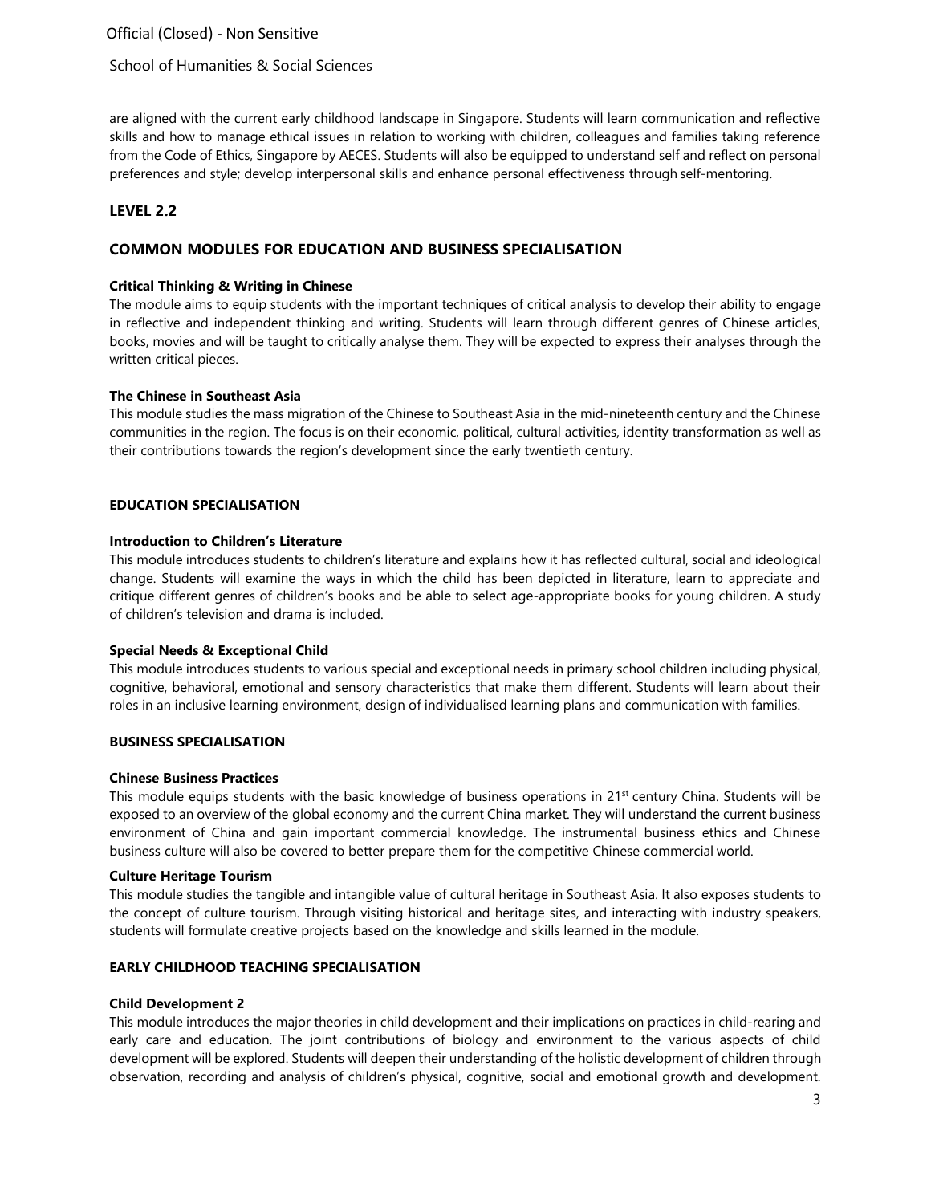are aligned with the current early childhood landscape in Singapore. Students will learn communication and reflective skills and how to manage ethical issues in relation to working with children, colleagues and families taking reference from the Code of Ethics, Singapore by AECES. Students will also be equipped to understand self and reflect on personal preferences and style; develop interpersonal skills and enhance personal effectiveness through self-mentoring.

## LEVEL 2.2

## COMMON MODULES FOR EDUCATION AND BUSINESS SPECIALISATION

**Critical Thinking & Writing in Chinese**

The module aims to equip students with the important techniques of critical analysis to develop their ability to engage in reflective and independent thinking and writing. Students will learn through different genres of Chinese articles, books, movies and will be taught to critically analyse them. They will be expected to express their analyses through the written critical pieces.

**The Chinese in Southeast Asia**

This module studies the mass migration of the Chinese to Southeast Asia in the mid-nineteenth century and the Chinese communities in the region. The focus is on their economic, political, cultural activities, identity transformation as well as their contributions towards the region's development since the early twentieth century.

### EDUCATION SPECIALISATION

**Introduction to Children's Literature**

This module introduces students to children's literature and explains how it has reflected cultural, social and ideological change. Students will examine the ways in which the child has been depicted in literature, learn to appreciate and critique different genres of children's books and be able to select age-appropriate books for young children. A study of children's television and drama is included.

**Special Needs & Exceptional Child**

This module introduces students to various special and exceptional needs in primary school children including physical, cognitive, behavioral, emotional and sensory characteristics that make them different. Students will learn about their roles in an inclusive learning environment, design of individualised learning plans and communication with families.

### BUSINESS SPECIALISATION

**Chinese Business Practices**

This module equips students with the basic knowledge of business operations in 21st century China. Students will be exposed to an overview of the global economy and the current China market. They will understand the current business environment of China and gain important commercial knowledge. The instrumental business ethics and Chinese business culture will also be covered to better prepare them for the competitive Chinese commercial world.

**Culture Heritage Tourism**

This module studies the tangible and intangible value of cultural heritage in Southeast Asia. It also exposes students to the concept of culture tourism. Through visiting historical and heritage sites, and interacting with industry speakers, students will formulate creative projects based on the knowledge and skills learned in the module.

### EARLY CHILDHOOD TEACHING SPECIALISATION

**Child Development 2**

This module introduces the major theories in child development and their implications on practices in child-rearing and early care and education. The joint contributions of biology and environment to the various aspects of child development will be explored. Students will deepen their understanding of the holistic development of children through observation, recording and analysis of children's physical, cognitive, social and emotional growth and development.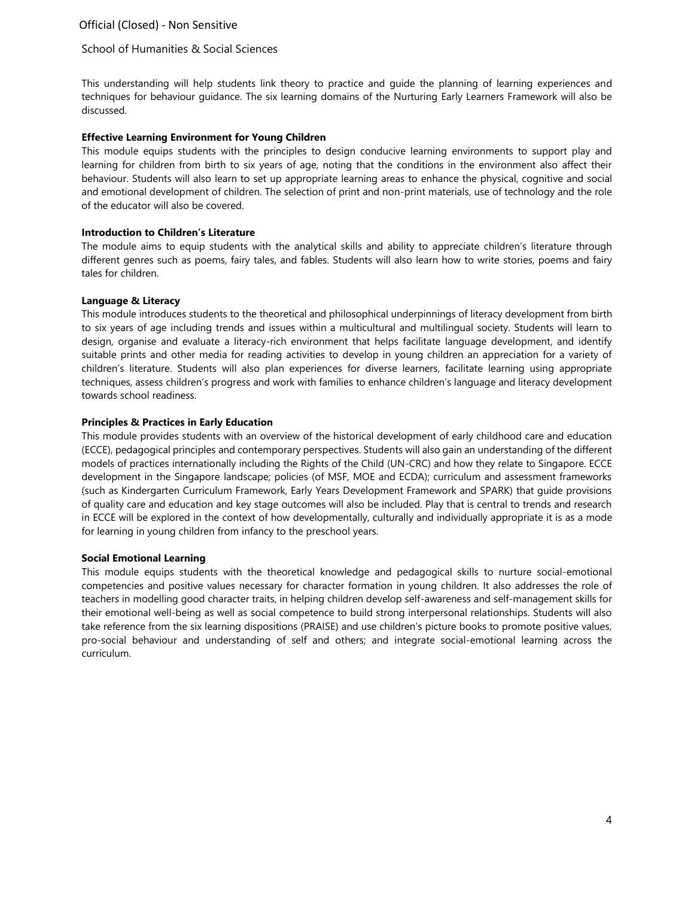This understanding will help students link theory to practice and guide the planning of learning experiences and techniques for behaviour guidance. The six learning domains of the Nurturing Early Learners Framework will also be discussed.

**Effective Learning Environment for Young Children**

This module equips students with the principles to design conducive learning environments to support play and learning for children from birth to six years of age, noting that the conditions in the environment also affect their behaviour. Students will also learn to set up appropriate learning areas to enhance the physical, cognitive and social and emotional development of children. The selection of print and non-print materials, use of technology and the role of the educator will also be covered.

**Introduction to Children's Literature**

The module aims to equip students with the analytical skills and ability to appreciate children's literature through different genres such as poems, fairy tales, and fables. Students will also learn how to write stories, poems and fairy tales for children.

**Language & Literacy**

This module introduces students to the theoretical and philosophical underpinnings of literacy development from birth to six years of age including trends and issues within a multicultural and multilingual society. Students will learn to design, organise and evaluate a literacy-rich environment that helps facilitate language development, and identify suitable prints and other media for reading activities to develop in young children an appreciation for a variety of children's literature. Students will also plan experiences for diverse learners, facilitate learning using appropriate techniques, assess children's progress and work with families to enhance children's language and literacy development towards school readiness.

**Principles & Practices in Early Education**

This module provides students with an overview of the historical development of early childhood care and education (ECCE), pedagogical principles and contemporary perspectives. Students will also gain an understanding of the different models of practices internationally including the Rights of the Child (UN-CRC) and how they relate to Singapore. ECCE development in the Singapore landscape; policies (of MSF, MOE and ECDA); curriculum and assessment frameworks (such as Kindergarten Curriculum Framework, Early Years Development Framework and SPARK) that guide provisions of quality care and education and key stage outcomes will also be included. Play that is central to trends and research in ECCE will be explored in the context of how developmentally, culturally and individually appropriate it is as a mode for learning in young children from infancy to the preschool years.

**Social Emotional Learning**

This module equips students with the theoretical knowledge and pedagogical skills to nurture social-emotional competencies and positive values necessary for character formation in young children. It also addresses the role of teachers in modelling good character traits, in helping children develop self-awareness and self-management skills for their emotional well-being as well as social competence to build strong interpersonal relationships. Students will also take reference from the six learning dispositions (PRAISE) and use children's picture books to promote positive values, pro-social behaviour and understanding of self and others; and integrate social-emotional learning across the curriculum.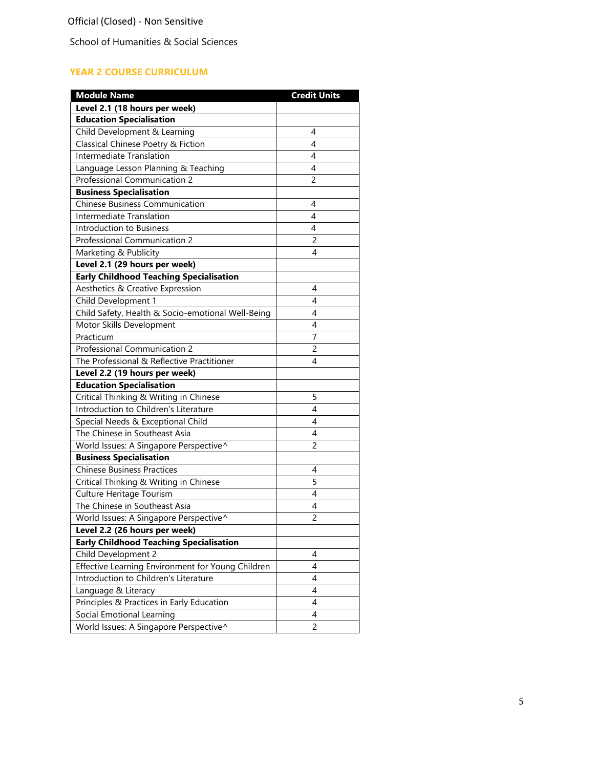Official (Closed) - Non Sensitive

School of Humanities & Social Sciences

## YEAR 2 COURSE CURRICULUM

| Module Name | Credit Units |
|---|---|
| **Level 2.1 (18 hours per week)** | |
| **Education Specialisation** | |
| Child Development & Learning | 4 |
| Classical Chinese Poetry & Fiction | 4 |
| Intermediate Translation | 4 |
| Language Lesson Planning & Teaching | 4 |
| Professional Communication 2 | 2 |
| **Business Specialisation** | |
| Chinese Business Communication | 4 |
| Intermediate Translation | 4 |
| Introduction to Business | 4 |
| Professional Communication 2 | 2 |
| Marketing & Publicity | 4 |
| **Level 2.1 (29 hours per week)** | |
| **Early Childhood Teaching Specialisation** | |
| Aesthetics & Creative Expression | 4 |
| Child Development 1 | 4 |
| Child Safety, Health & Socio-emotional Well-Being | 4 |
| Motor Skills Development | 4 |
| Practicum | 7 |
| Professional Communication 2 | 2 |
| The Professional & Reflective Practitioner | 4 |
| **Level 2.2 (19 hours per week)** | |
| **Education Specialisation** | |
| Critical Thinking & Writing in Chinese | 5 |
| Introduction to Children's Literature | 4 |
| Special Needs & Exceptional Child | 4 |
| The Chinese in Southeast Asia | 4 |
| World Issues: A Singapore Perspective^ | 2 |
| **Business Specialisation** | |
| Chinese Business Practices | 4 |
| Critical Thinking & Writing in Chinese | 5 |
| Culture Heritage Tourism | 4 |
| The Chinese in Southeast Asia | 4 |
| World Issues: A Singapore Perspective^ | 2 |
| **Level 2.2 (26 hours per week)** | |
| **Early Childhood Teaching Specialisation** | |
| Child Development 2 | 4 |
| Effective Learning Environment for Young Children | 4 |
| Introduction to Children's Literature | 4 |
| Language & Literacy | 4 |
| Principles & Practices in Early Education | 4 |
| Social Emotional Learning | 4 |
| World Issues: A Singapore Perspective^ | 2 |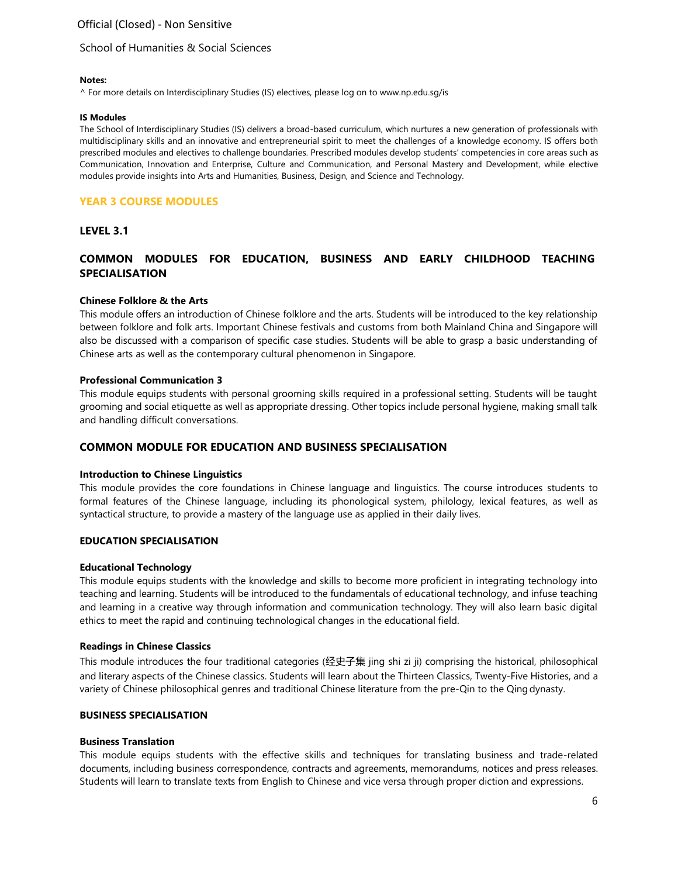**Notes:**

^ For more details on Interdisciplinary Studies (IS) electives, please log on to www.np.edu.sg/is

**IS Modules**

The School of Interdisciplinary Studies (IS) delivers a broad-based curriculum, which nurtures a new generation of professionals with multidisciplinary skills and an innovative and entrepreneurial spirit to meet the challenges of a knowledge economy. IS offers both prescribed modules and electives to challenge boundaries. Prescribed modules develop students' competencies in core areas such as Communication, Innovation and Enterprise, Culture and Communication, and Personal Mastery and Development, while elective modules provide insights into Arts and Humanities, Business, Design, and Science and Technology.

## YEAR 3 COURSE MODULES

### LEVEL 3.1

### COMMON MODULES FOR EDUCATION, BUSINESS AND EARLY CHILDHOOD TEACHING SPECIALISATION

**Chinese Folklore & the Arts**

This module offers an introduction of Chinese folklore and the arts. Students will be introduced to the key relationship between folklore and folk arts. Important Chinese festivals and customs from both Mainland China and Singapore will also be discussed with a comparison of specific case studies. Students will be able to grasp a basic understanding of Chinese arts as well as the contemporary cultural phenomenon in Singapore.

**Professional Communication 3**

This module equips students with personal grooming skills required in a professional setting. Students will be taught grooming and social etiquette as well as appropriate dressing. Other topics include personal hygiene, making small talk and handling difficult conversations.

### COMMON MODULE FOR EDUCATION AND BUSINESS SPECIALISATION

**Introduction to Chinese Linguistics**

This module provides the core foundations in Chinese language and linguistics. The course introduces students to formal features of the Chinese language, including its phonological system, philology, lexical features, as well as syntactical structure, to provide a mastery of the language use as applied in their daily lives.

#### EDUCATION SPECIALISATION

**Educational Technology**

This module equips students with the knowledge and skills to become more proficient in integrating technology into teaching and learning. Students will be introduced to the fundamentals of educational technology, and infuse teaching and learning in a creative way through information and communication technology. They will also learn basic digital ethics to meet the rapid and continuing technological changes in the educational field.

**Readings in Chinese Classics**

This module introduces the four traditional categories (经史子集 jing shi zi ji) comprising the historical, philosophical and literary aspects of the Chinese classics. Students will learn about the Thirteen Classics, Twenty-Five Histories, and a variety of Chinese philosophical genres and traditional Chinese literature from the pre-Qin to the Qing dynasty.

#### BUSINESS SPECIALISATION

**Business Translation**

This module equips students with the effective skills and techniques for translating business and trade-related documents, including business correspondence, contracts and agreements, memorandums, notices and press releases. Students will learn to translate texts from English to Chinese and vice versa through proper diction and expressions.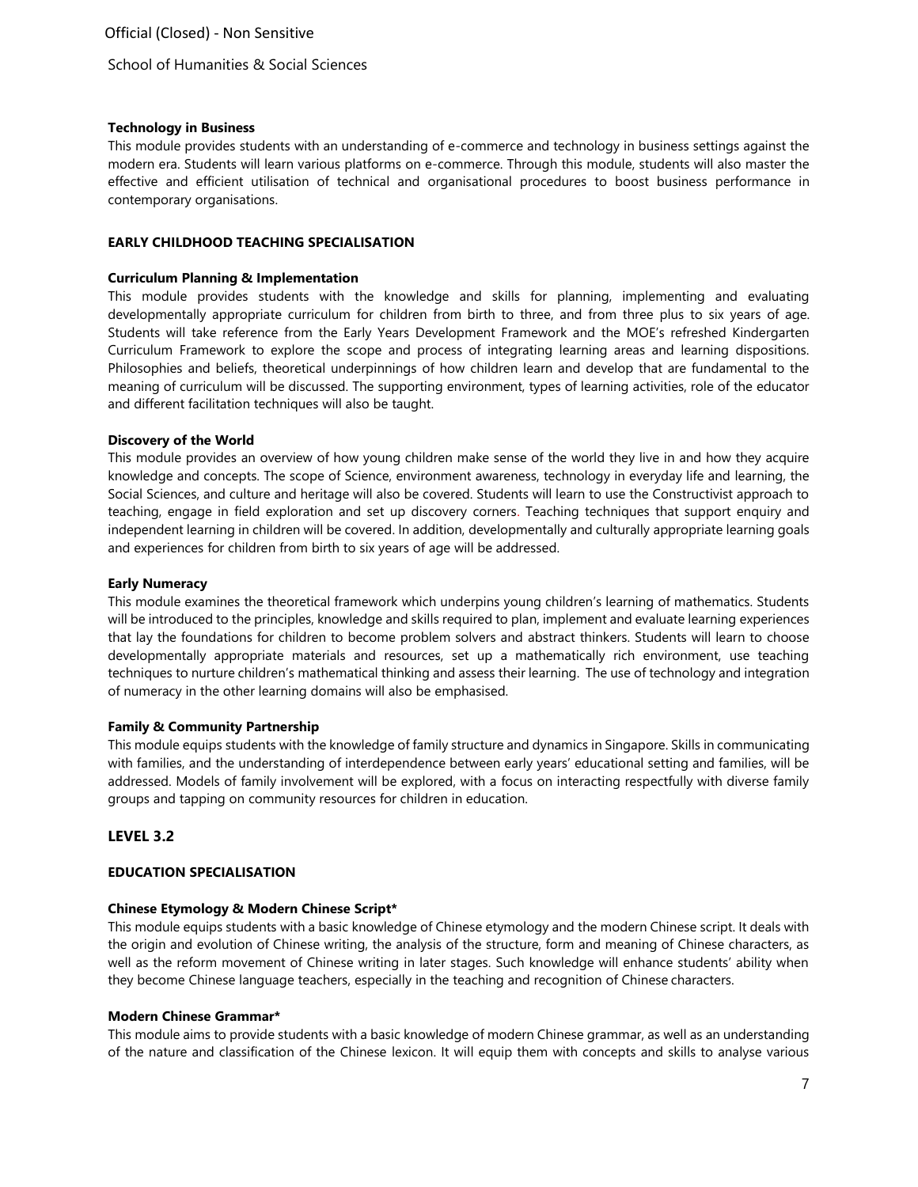**Technology in Business**

This module provides students with an understanding of e-commerce and technology in business settings against the modern era. Students will learn various platforms on e-commerce. Through this module, students will also master the effective and efficient utilisation of technical and organisational procedures to boost business performance in contemporary organisations.

**EARLY CHILDHOOD TEACHING SPECIALISATION**

**Curriculum Planning & Implementation**

This module provides students with the knowledge and skills for planning, implementing and evaluating developmentally appropriate curriculum for children from birth to three, and from three plus to six years of age. Students will take reference from the Early Years Development Framework and the MOE's refreshed Kindergarten Curriculum Framework to explore the scope and process of integrating learning areas and learning dispositions. Philosophies and beliefs, theoretical underpinnings of how children learn and develop that are fundamental to the meaning of curriculum will be discussed. The supporting environment, types of learning activities, role of the educator and different facilitation techniques will also be taught.

**Discovery of the World**

This module provides an overview of how young children make sense of the world they live in and how they acquire knowledge and concepts. The scope of Science, environment awareness, technology in everyday life and learning, the Social Sciences, and culture and heritage will also be covered. Students will learn to use the Constructivist approach to teaching, engage in field exploration and set up discovery corners. Teaching techniques that support enquiry and independent learning in children will be covered. In addition, developmentally and culturally appropriate learning goals and experiences for children from birth to six years of age will be addressed.

**Early Numeracy**

This module examines the theoretical framework which underpins young children's learning of mathematics. Students will be introduced to the principles, knowledge and skills required to plan, implement and evaluate learning experiences that lay the foundations for children to become problem solvers and abstract thinkers. Students will learn to choose developmentally appropriate materials and resources, set up a mathematically rich environment, use teaching techniques to nurture children's mathematical thinking and assess their learning. The use of technology and integration of numeracy in the other learning domains will also be emphasised.

**Family & Community Partnership**

This module equips students with the knowledge of family structure and dynamics in Singapore. Skills in communicating with families, and the understanding of interdependence between early years' educational setting and families, will be addressed. Models of family involvement will be explored, with a focus on interacting respectfully with diverse family groups and tapping on community resources for children in education.

## LEVEL 3.2

**EDUCATION SPECIALISATION**

**Chinese Etymology & Modern Chinese Script***

This module equips students with a basic knowledge of Chinese etymology and the modern Chinese script. It deals with the origin and evolution of Chinese writing, the analysis of the structure, form and meaning of Chinese characters, as well as the reform movement of Chinese writing in later stages. Such knowledge will enhance students' ability when they become Chinese language teachers, especially in the teaching and recognition of Chinese characters.

**Modern Chinese Grammar***

This module aims to provide students with a basic knowledge of modern Chinese grammar, as well as an understanding of the nature and classification of the Chinese lexicon. It will equip them with concepts and skills to analyse various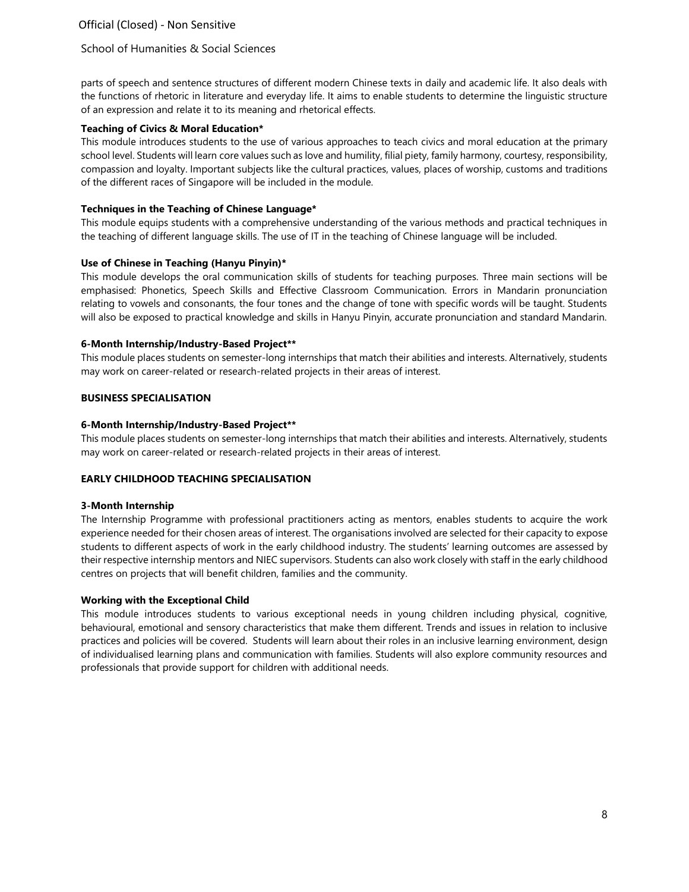parts of speech and sentence structures of different modern Chinese texts in daily and academic life. It also deals with the functions of rhetoric in literature and everyday life. It aims to enable students to determine the linguistic structure of an expression and relate it to its meaning and rhetorical effects.

**Teaching of Civics & Moral Education***

This module introduces students to the use of various approaches to teach civics and moral education at the primary school level. Students will learn core values such as love and humility, filial piety, family harmony, courtesy, responsibility, compassion and loyalty. Important subjects like the cultural practices, values, places of worship, customs and traditions of the different races of Singapore will be included in the module.

**Techniques in the Teaching of Chinese Language***

This module equips students with a comprehensive understanding of the various methods and practical techniques in the teaching of different language skills. The use of IT in the teaching of Chinese language will be included.

**Use of Chinese in Teaching (Hanyu Pinyin)***

This module develops the oral communication skills of students for teaching purposes. Three main sections will be emphasised: Phonetics, Speech Skills and Effective Classroom Communication. Errors in Mandarin pronunciation relating to vowels and consonants, the four tones and the change of tone with specific words will be taught. Students will also be exposed to practical knowledge and skills in Hanyu Pinyin, accurate pronunciation and standard Mandarin.

**6-Month Internship/Industry-Based Project****

This module places students on semester-long internships that match their abilities and interests. Alternatively, students may work on career-related or research-related projects in their areas of interest.

**BUSINESS SPECIALISATION**

**6-Month Internship/Industry-Based Project****

This module places students on semester-long internships that match their abilities and interests. Alternatively, students may work on career-related or research-related projects in their areas of interest.

**EARLY CHILDHOOD TEACHING SPECIALISATION**

**3-Month Internship**

The Internship Programme with professional practitioners acting as mentors, enables students to acquire the work experience needed for their chosen areas of interest. The organisations involved are selected for their capacity to expose students to different aspects of work in the early childhood industry. The students' learning outcomes are assessed by their respective internship mentors and NIEC supervisors. Students can also work closely with staff in the early childhood centres on projects that will benefit children, families and the community.

**Working with the Exceptional Child**

This module introduces students to various exceptional needs in young children including physical, cognitive, behavioural, emotional and sensory characteristics that make them different. Trends and issues in relation to inclusive practices and policies will be covered. Students will learn about their roles in an inclusive learning environment, design of individualised learning plans and communication with families. Students will also explore community resources and professionals that provide support for children with additional needs.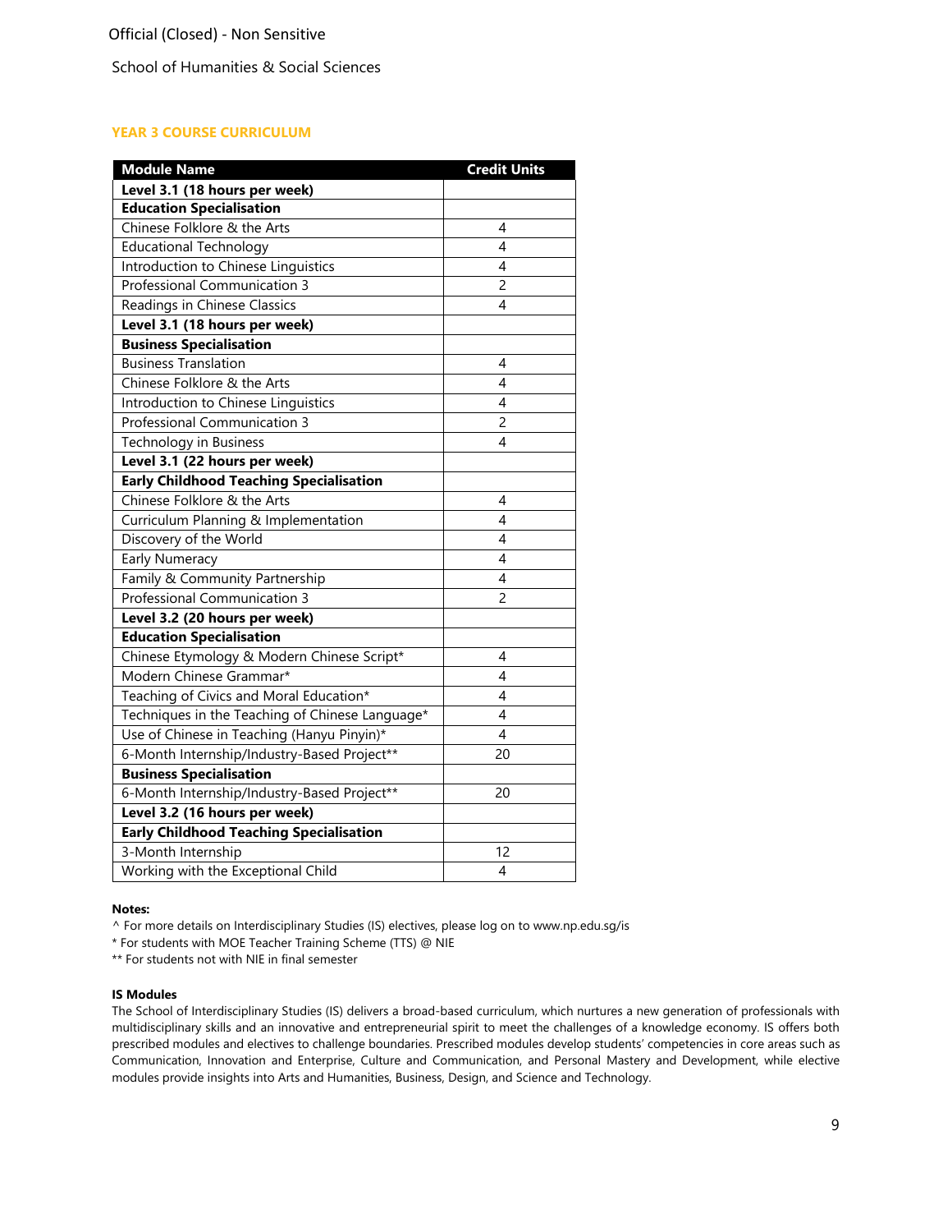Official (Closed) - Non Sensitive

School of Humanities & Social Sciences

## YEAR 3 COURSE CURRICULUM

| Module Name | Credit Units |
|---|---|
| **Level 3.1 (18 hours per week)** | |
| **Education Specialisation** | |
| Chinese Folklore & the Arts | 4 |
| Educational Technology | 4 |
| Introduction to Chinese Linguistics | 4 |
| Professional Communication 3 | 2 |
| Readings in Chinese Classics | 4 |
| **Level 3.1 (18 hours per week)** | |
| **Business Specialisation** | |
| Business Translation | 4 |
| Chinese Folklore & the Arts | 4 |
| Introduction to Chinese Linguistics | 4 |
| Professional Communication 3 | 2 |
| Technology in Business | 4 |
| **Level 3.1 (22 hours per week)** | |
| **Early Childhood Teaching Specialisation** | |
| Chinese Folklore & the Arts | 4 |
| Curriculum Planning & Implementation | 4 |
| Discovery of the World | 4 |
| Early Numeracy | 4 |
| Family & Community Partnership | 4 |
| Professional Communication 3 | 2 |
| **Level 3.2 (20 hours per week)** | |
| **Education Specialisation** | |
| Chinese Etymology & Modern Chinese Script* | 4 |
| Modern Chinese Grammar* | 4 |
| Teaching of Civics and Moral Education* | 4 |
| Techniques in the Teaching of Chinese Language* | 4 |
| Use of Chinese in Teaching (Hanyu Pinyin)* | 4 |
| 6-Month Internship/Industry-Based Project** | 20 |
| **Business Specialisation** | |
| 6-Month Internship/Industry-Based Project** | 20 |
| **Level 3.2 (16 hours per week)** | |
| **Early Childhood Teaching Specialisation** | |
| 3-Month Internship | 12 |
| Working with the Exceptional Child | 4 |

**Notes:**

^ For more details on Interdisciplinary Studies (IS) electives, please log on to www.np.edu.sg/is

* For students with MOE Teacher Training Scheme (TTS) @ NIE

** For students not with NIE in final semester

**IS Modules**

The School of Interdisciplinary Studies (IS) delivers a broad-based curriculum, which nurtures a new generation of professionals with multidisciplinary skills and an innovative and entrepreneurial spirit to meet the challenges of a knowledge economy. IS offers both prescribed modules and electives to challenge boundaries. Prescribed modules develop students' competencies in core areas such as Communication, Innovation and Enterprise, Culture and Communication, and Personal Mastery and Development, while elective modules provide insights into Arts and Humanities, Business, Design, and Science and Technology.